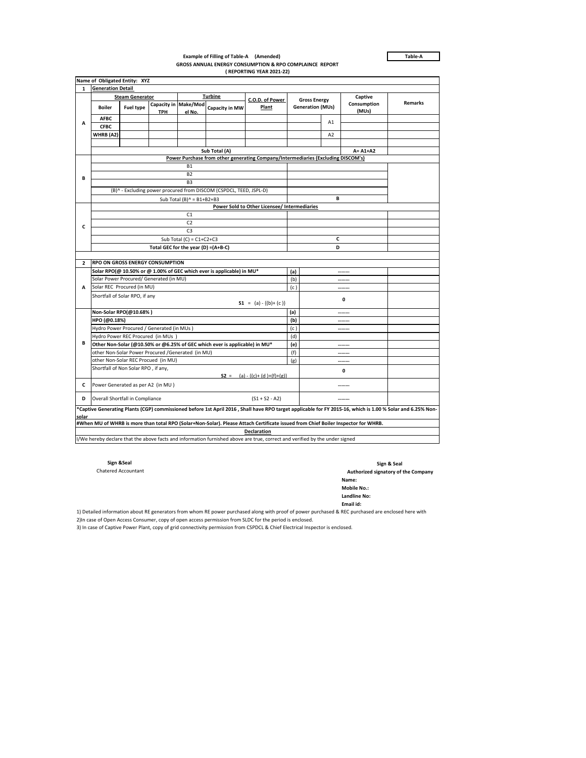**Table-A**

**Example of Filling of Table-A (Amended)**

**GROSS ANNUAL ENERGY CONSUMPTION & RPO COMPLAINCE REPORT**

**( REPORTING YEAR 2021-22)**

**Name of Obligated Entity: XYZ**

| | | | | | | | | | | |
|---|---|---|---|---|---|---|---|---|---|---|
| **1** | **Generation Detail** | | | | | | | | | |
| **A** | **Steam Generator** | | | **Turbine** | | **C.O.D. of Power Plant** | **Gross Energy Generation (MUs)** | | **Captive Consumption (MUs)** | **Remarks** |
| | **Boiler** | **Fuel type** | **Capacity in TPH** | **Make/Model No.** | **Capacity in MW** | | | | | |
| | **AFBC** | | | | | | | A1 | | |
| | **CFBC** | | | | | | | | | |
| | **WHRB (A2)** | | | | | | | A2 | | |
| | | | | | | | | | | |
| | **Sub Total (A)** | | | | | | | | **A= A1+A2** | |
| **B** | **Power Purchase from other generating Company/Intermediaries (Excluding DISCOM's)** | | | | | | | | | |
| | B1 | | | | | | | | | |
| | B2 | | | | | | | | | |
| | B3 | | | | | | | | | |
| | (B)^ - Excluding power procured from DISCOM (CSPDCL, TEED, JSPL-D) | | | | | | | | | |
| | Sub Total (B)^ = B1+B2+B3 | | | | | | | | **B** | |
| **C** | **Power Sold to Other Licensee/ Intermediaries** | | | | | | | | | |
| | C1 | | | | | | | | | |
| | C2 | | | | | | | | | |
| | C3 | | | | | | | | | |
| | Sub Total (C) = C1+C2+C3 | | | | | | | | **C** | |
| | **Total GEC for the year (D) =(A+B-C)** | | | | | | | | **D** | |

| | | | | |
|---|---|---|---|---|
| **2** | **RPO ON GROSS ENERGY CONSUMPTION** | | | |
| **A** | **Solar RPO(@ 10.50% or @ 1.00% of GEC which ever is applicable) in MU*** | **(a)** | ……… | |
| | Solar Power Procured/ Generated (in MU) | (b) | ……… | |
| | Solar REC Procured (in MU) | (c ) | ……… | |
| | Shortfall of Solar RPO, if any **S1** = (a) - ((b)+ (c )) | | **0** | |
| **B** | **Non-Solar RPO(@10.68% )** | **(a)** | ……… | |
| | **HPO (@0.18%)** | **(b)** | ……… | |
| | Hydro Power Procured / Generated (in MUs ) | (c ) | ……… | |
| | Hydro Power REC Procured (in MUs ) | (d) | | |
| | **Other Non-Solar (@10.50% or @6.25% of GEC which ever is applicable) in MU*** | **(e)** | ……… | |
| | other Non-Solar Power Procured /Generated (in MU) | (f) | ……… | |
| | other Non-Solar REC Procued (in MU) | (g) | ……… | |
| | Shortfall of Non Solar RPO , if any, **S2** = (a) - ((c)+ (d )+(f)+(g)) | | **0** | |
| **C** | Power Generated as per A2 (in MU ) | | ……… | |
| **D** | Overall Shortfall in Compliance (S1 + S2 - A2) | | ……… | |

***Captive Generating Plants (CGP) commissioned before 1st April 2016 , Shall have RPO target applicable for FY 2015-16, which is 1.00 % Solar and 6.25% Non-solar**

**#When MU of WHRB is more than total RPO (Solar+Non-Solar). Please Attach Certificate issued from Chief Boiler Inspector for WHRB.**

**Declaration**

I/We hereby declare that the above facts and information furnished above are true, correct and verified by the under signed

**Sign &Seal**
Chatered Accountant

**Sign & Seal**
**Authorized signatory of the Company**
**Name:**
**Mobile No.:**
**Landline No:**
**Email id:**

1) Detailed information about RE generators from whom RE power purchased along with proof of power purchased & REC purchased are enclosed here with

2)In case of Open Access Consumer, copy of open access permission from SLDC for the period is enclosed.

3) In case of Captive Power Plant, copy of grid connectivity permission from CSPDCL & Chief Electrical Inspector is enclosed.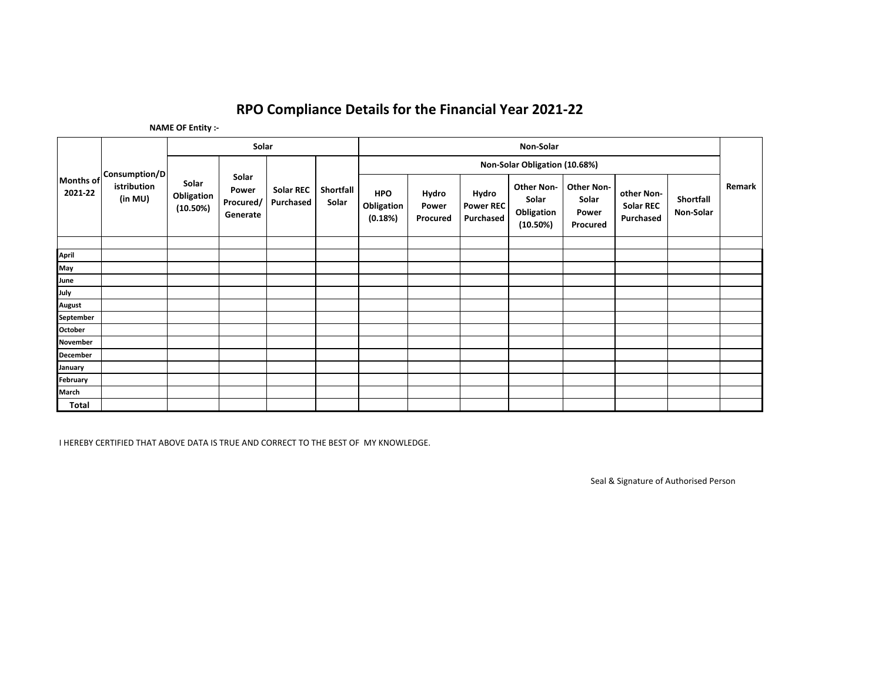# RPO Compliance Details for the Financial Year 2021-22

**NAME OF Entity :-**

| Months of 2021-22 | Consumption/Distribution (in MU) | Solar | | | | Non-Solar | | | | | | | Remark |
|---|---|---|---|---|---|---|---|---|---|---|---|---|---|
| | | | | | | Non-Solar Obligation (10.68%) | | | | | | | |
| | | Solar Obligation (10.50%) | Solar Power Procured/ Generate | Solar REC Purchased | Shortfall Solar | HPO Obligation (0.18%) | Hydro Power Procured | Hydro Power REC Purchased | Other Non-Solar Obligation (10.50%) | Other Non-Solar Power Procured | other Non-Solar REC Purchased | Shortfall Non-Solar | |
| | | | | | | | | | | | | | |
| April | | | | | | | | | | | | | |
| May | | | | | | | | | | | | | |
| June | | | | | | | | | | | | | |
| July | | | | | | | | | | | | | |
| August | | | | | | | | | | | | | |
| September | | | | | | | | | | | | | |
| October | | | | | | | | | | | | | |
| November | | | | | | | | | | | | | |
| December | | | | | | | | | | | | | |
| January | | | | | | | | | | | | | |
| February | | | | | | | | | | | | | |
| March | | | | | | | | | | | | | |
| **Total** | | | | | | | | | | | | | |

I HEREBY CERTIFIED THAT ABOVE DATA IS TRUE AND CORRECT TO THE BEST OF MY KNOWLEDGE.

Seal & Signature of Authorised Person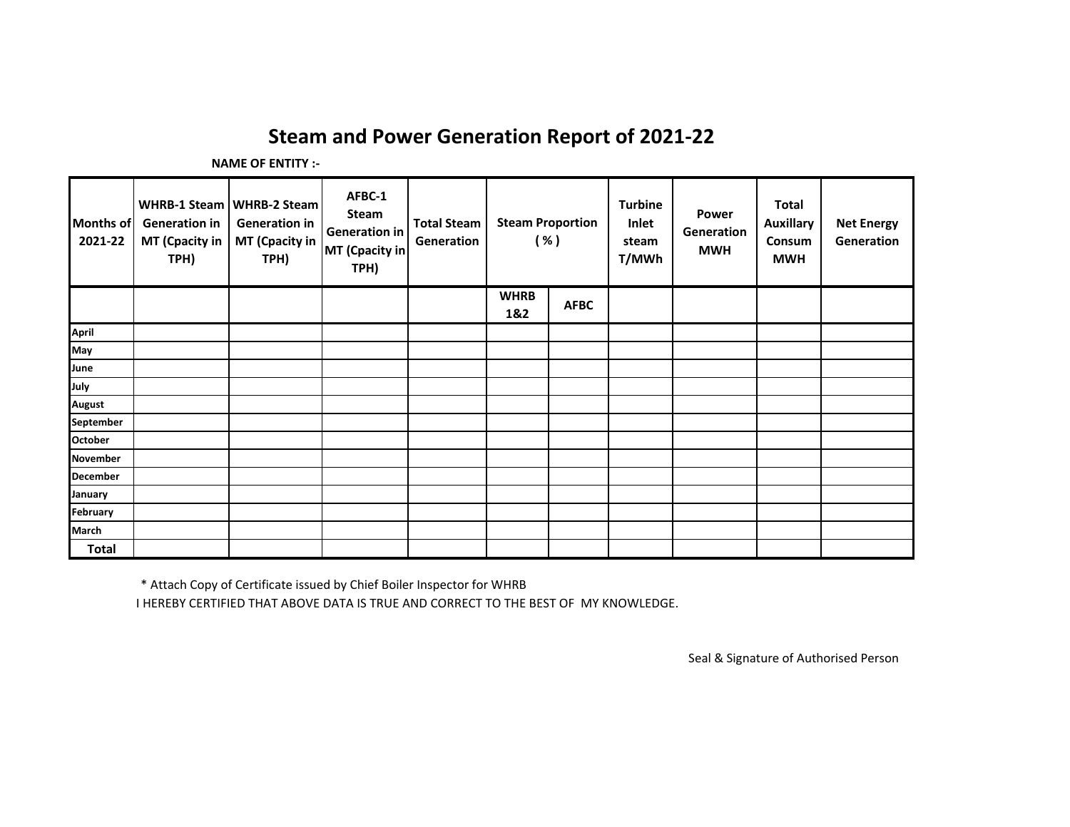# Steam and Power Generation Report of 2021-22

**NAME OF ENTITY :-**

| Months of 2021-22 | WHRB-1 Steam Generation in MT (Cpacity in TPH) | WHRB-2 Steam Generation in MT (Cpacity in TPH) | AFBC-1 Steam Generation in MT (Cpacity in TPH) | Total Steam Generation | Steam Proportion ( % ) | | Turbine Inlet steam T/MWh | Power Generation MWH | Total Auxillary Consum MWH | Net Energy Generation |
|---|---|---|---|---|---|---|---|---|---|---|
| | | | | | WHRB 1&2 | AFBC | | | | |
| April | | | | | | | | | | |
| May | | | | | | | | | | |
| June | | | | | | | | | | |
| July | | | | | | | | | | |
| August | | | | | | | | | | |
| September | | | | | | | | | | |
| October | | | | | | | | | | |
| November | | | | | | | | | | |
| December | | | | | | | | | | |
| January | | | | | | | | | | |
| February | | | | | | | | | | |
| March | | | | | | | | | | |
| **Total** | | | | | | | | | | |

* Attach Copy of Certificate issued by Chief Boiler Inspector for WHRB

I HEREBY CERTIFIED THAT ABOVE DATA IS TRUE AND CORRECT TO THE BEST OF MY KNOWLEDGE.

Seal & Signature of Authorised Person